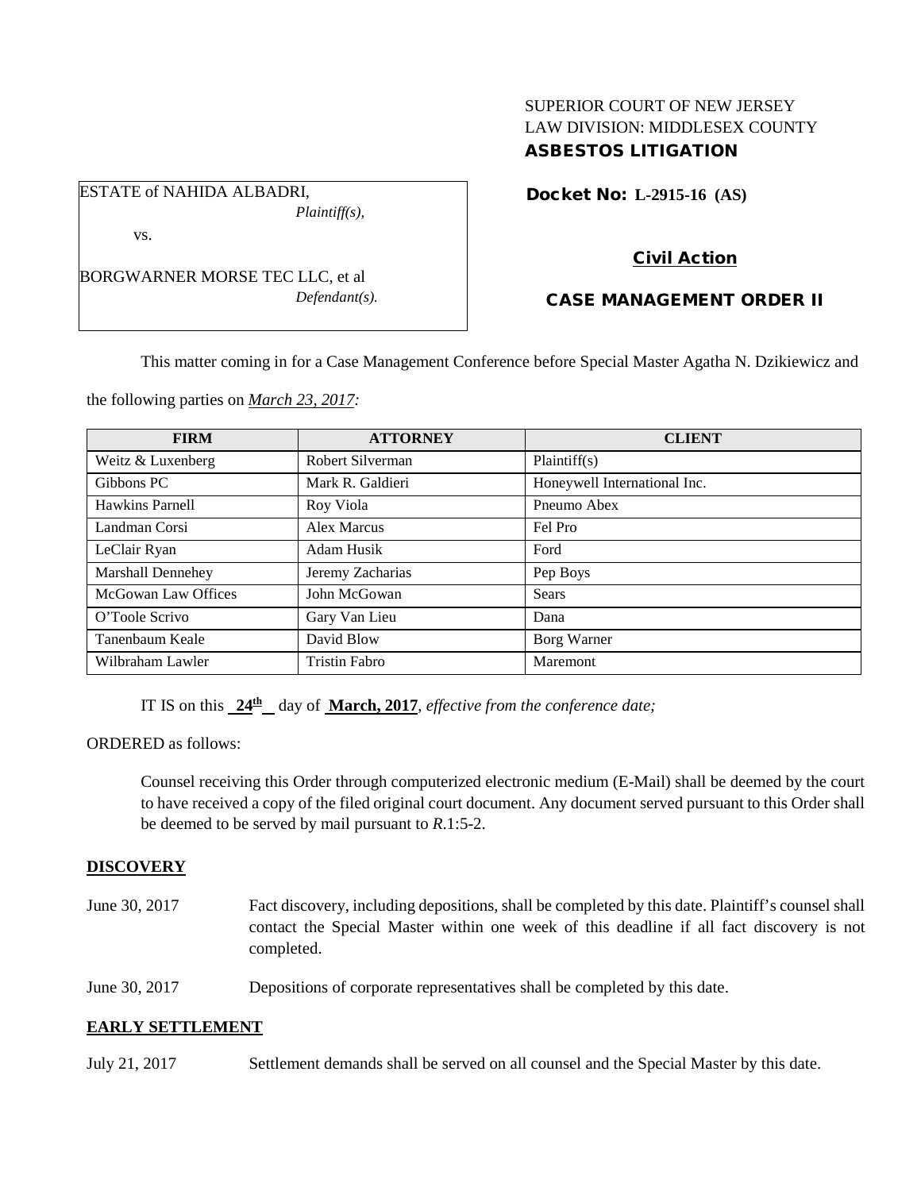SUPERIOR COURT OF NEW JERSEY
LAW DIVISION: MIDDLESEX COUNTY
**ASBESTOS LITIGATION**

ESTATE of NAHIDA ALBADRI,
*Plaintiff(s),*

vs.

BORGWARNER MORSE TEC LLC, et al
*Defendant(s).*

**Docket No: L-2915-16 (AS)**

**Civil Action**

**CASE MANAGEMENT ORDER II**

This matter coming in for a Case Management Conference before Special Master Agatha N. Dzikiewicz and the following parties on *March 23, 2017:*

| FIRM | ATTORNEY | CLIENT |
| --- | --- | --- |
| Weitz & Luxenberg | Robert Silverman | Plaintiff(s) |
| Gibbons PC | Mark R. Galdieri | Honeywell International Inc. |
| Hawkins Parnell | Roy Viola | Pneumo Abex |
| Landman Corsi | Alex Marcus | Fel Pro |
| LeClair Ryan | Adam Husik | Ford |
| Marshall Dennehey | Jeremy Zacharias | Pep Boys |
| McGowan Law Offices | John McGowan | Sears |
| O'Toole Scrivo | Gary Van Lieu | Dana |
| Tanenbaum Keale | David Blow | Borg Warner |
| Wilbraham Lawler | Tristin Fabro | Maremont |

IT IS on this **24th** day of **March, 2017**, *effective from the conference date;*

ORDERED as follows:

Counsel receiving this Order through computerized electronic medium (E-Mail) shall be deemed by the court to have received a copy of the filed original court document. Any document served pursuant to this Order shall be deemed to be served by mail pursuant to *R*.1:5-2.

**DISCOVERY**

June 30, 2017 Fact discovery, including depositions, shall be completed by this date. Plaintiff's counsel shall contact the Special Master within one week of this deadline if all fact discovery is not completed.

June 30, 2017 Depositions of corporate representatives shall be completed by this date.

**EARLY SETTLEMENT**

July 21, 2017 Settlement demands shall be served on all counsel and the Special Master by this date.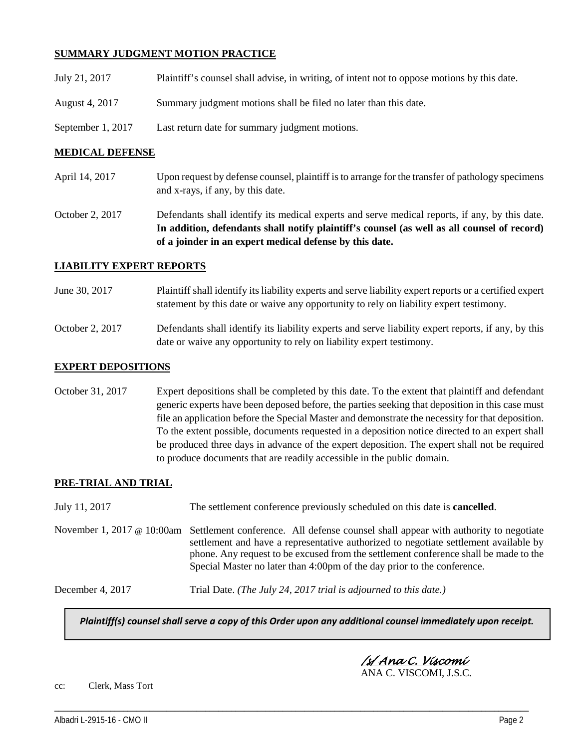**SUMMARY JUDGMENT MOTION PRACTICE**

| | |
|---|---|
| July 21, 2017 | Plaintiff's counsel shall advise, in writing, of intent not to oppose motions by this date. |
| August 4, 2017 | Summary judgment motions shall be filed no later than this date. |
| September 1, 2017 | Last return date for summary judgment motions. |

**MEDICAL DEFENSE**

| | |
|---|---|
| April 14, 2017 | Upon request by defense counsel, plaintiff is to arrange for the transfer of pathology specimens and x-rays, if any, by this date. |
| October 2, 2017 | Defendants shall identify its medical experts and serve medical reports, if any, by this date. **In addition, defendants shall notify plaintiff's counsel (as well as all counsel of record) of a joinder in an expert medical defense by this date.** |

**LIABILITY EXPERT REPORTS**

| | |
|---|---|
| June 30, 2017 | Plaintiff shall identify its liability experts and serve liability expert reports or a certified expert statement by this date or waive any opportunity to rely on liability expert testimony. |
| October 2, 2017 | Defendants shall identify its liability experts and serve liability expert reports, if any, by this date or waive any opportunity to rely on liability expert testimony. |

**EXPERT DEPOSITIONS**

| | |
|---|---|
| October 31, 2017 | Expert depositions shall be completed by this date. To the extent that plaintiff and defendant generic experts have been deposed before, the parties seeking that deposition in this case must file an application before the Special Master and demonstrate the necessity for that deposition. To the extent possible, documents requested in a deposition notice directed to an expert shall be produced three days in advance of the expert deposition. The expert shall not be required to produce documents that are readily accessible in the public domain. |

**PRE-TRIAL AND TRIAL**

| | |
|---|---|
| July 11, 2017 | The settlement conference previously scheduled on this date is **cancelled**. |
| November 1, 2017 @ 10:00am | Settlement conference. All defense counsel shall appear with authority to negotiate settlement and have a representative authorized to negotiate settlement available by phone. Any request to be excused from the settlement conference shall be made to the Special Master no later than 4:00pm of the day prior to the conference. |
| December 4, 2017 | Trial Date. *(The July 24, 2017 trial is adjourned to this date.)* |

***Plaintiff(s) counsel shall serve a copy of this Order upon any additional counsel immediately upon receipt.***

*/s/ Ana C. Viscomi*
ANA C. VISCOMI, J.S.C.

cc: Clerk, Mass Tort